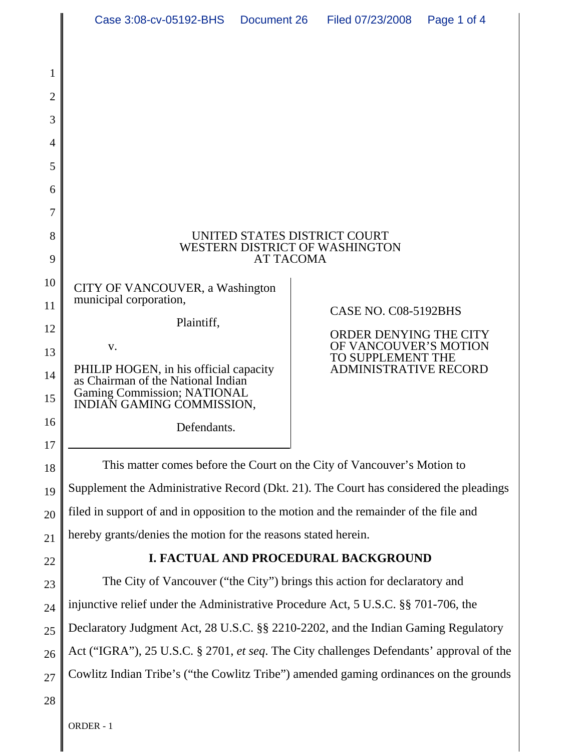UNITED STATES DISTRICT COURT
WESTERN DISTRICT OF WASHINGTON
AT TACOMA

CITY OF VANCOUVER, a Washington municipal corporation,

Plaintiff,

v.

PHILIP HOGEN, in his official capacity as Chairman of the National Indian Gaming Commission; NATIONAL INDIAN GAMING COMMISSION,

Defendants.

CASE NO. C08-5192BHS

ORDER DENYING THE CITY OF VANCOUVER'S MOTION TO SUPPLEMENT THE ADMINISTRATIVE RECORD

This matter comes before the Court on the City of Vancouver's Motion to Supplement the Administrative Record (Dkt. 21). The Court has considered the pleadings filed in support of and in opposition to the motion and the remainder of the file and hereby grants/denies the motion for the reasons stated herein.

## I. FACTUAL AND PROCEDURAL BACKGROUND

The City of Vancouver ("the City") brings this action for declaratory and injunctive relief under the Administrative Procedure Act, 5 U.S.C. §§ 701-706, the Declaratory Judgment Act, 28 U.S.C. §§ 2210-2202, and the Indian Gaming Regulatory Act ("IGRA"), 25 U.S.C. § 2701, *et seq*. The City challenges Defendants' approval of the Cowlitz Indian Tribe's ("the Cowlitz Tribe") amended gaming ordinances on the grounds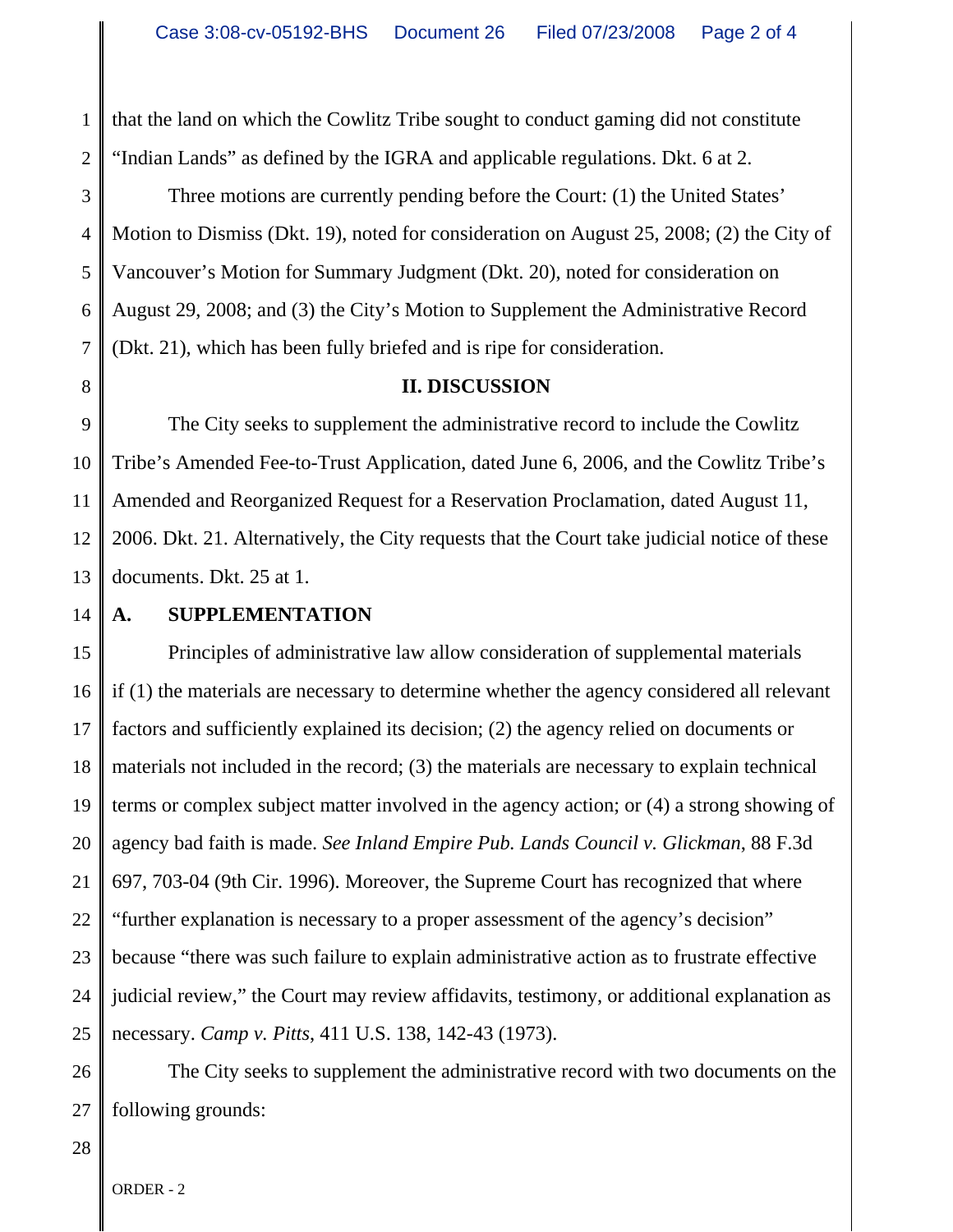that the land on which the Cowlitz Tribe sought to conduct gaming did not constitute "Indian Lands" as defined by the IGRA and applicable regulations. Dkt. 6 at 2.

Three motions are currently pending before the Court: (1) the United States' Motion to Dismiss (Dkt. 19), noted for consideration on August 25, 2008; (2) the City of Vancouver's Motion for Summary Judgment (Dkt. 20), noted for consideration on August 29, 2008; and (3) the City's Motion to Supplement the Administrative Record (Dkt. 21), which has been fully briefed and is ripe for consideration.

## II. DISCUSSION

The City seeks to supplement the administrative record to include the Cowlitz Tribe's Amended Fee-to-Trust Application, dated June 6, 2006, and the Cowlitz Tribe's Amended and Reorganized Request for a Reservation Proclamation, dated August 11, 2006. Dkt. 21. Alternatively, the City requests that the Court take judicial notice of these documents. Dkt. 25 at 1.

### A. SUPPLEMENTATION

Principles of administrative law allow consideration of supplemental materials if (1) the materials are necessary to determine whether the agency considered all relevant factors and sufficiently explained its decision; (2) the agency relied on documents or materials not included in the record; (3) the materials are necessary to explain technical terms or complex subject matter involved in the agency action; or (4) a strong showing of agency bad faith is made. *See Inland Empire Pub. Lands Council v. Glickman*, 88 F.3d 697, 703-04 (9th Cir. 1996). Moreover, the Supreme Court has recognized that where "further explanation is necessary to a proper assessment of the agency's decision" because "there was such failure to explain administrative action as to frustrate effective judicial review," the Court may review affidavits, testimony, or additional explanation as necessary. *Camp v. Pitts*, 411 U.S. 138, 142-43 (1973).

The City seeks to supplement the administrative record with two documents on the following grounds: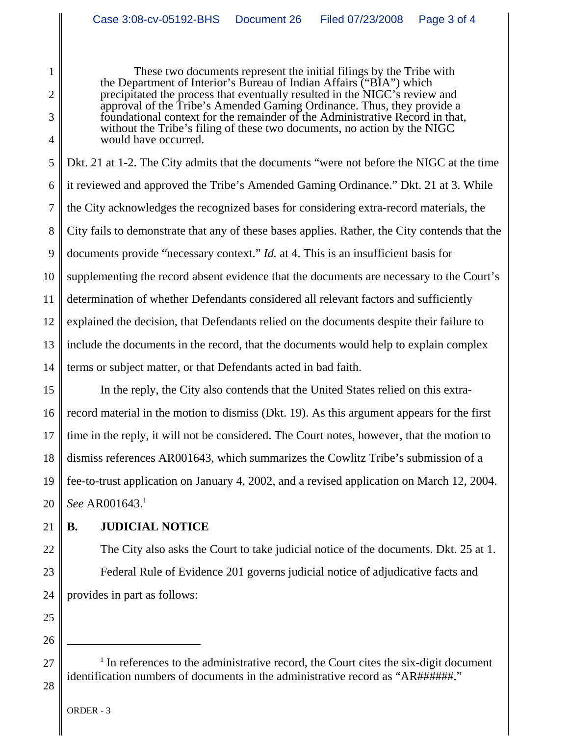> These two documents represent the initial filings by the Tribe with the Department of Interior's Bureau of Indian Affairs ("BIA") which precipitated the process that eventually resulted in the NIGC's review and approval of the Tribe's Amended Gaming Ordinance. Thus, they provide a foundational context for the remainder of the Administrative Record in that, without the Tribe's filing of these two documents, no action by the NIGC would have occurred.

Dkt. 21 at 1-2. The City admits that the documents "were not before the NIGC at the time it reviewed and approved the Tribe's Amended Gaming Ordinance." Dkt. 21 at 3. While the City acknowledges the recognized bases for considering extra-record materials, the City fails to demonstrate that any of these bases applies. Rather, the City contends that the documents provide "necessary context." *Id.* at 4. This is an insufficient basis for supplementing the record absent evidence that the documents are necessary to the Court's determination of whether Defendants considered all relevant factors and sufficiently explained the decision, that Defendants relied on the documents despite their failure to include the documents in the record, that the documents would help to explain complex terms or subject matter, or that Defendants acted in bad faith.

In the reply, the City also contends that the United States relied on this extra-record material in the motion to dismiss (Dkt. 19). As this argument appears for the first time in the reply, it will not be considered. The Court notes, however, that the motion to dismiss references AR001643, which summarizes the Cowlitz Tribe's submission of a fee-to-trust application on January 4, 2002, and a revised application on March 12, 2004. *See* AR001643.[1]

**B. JUDICIAL NOTICE**

The City also asks the Court to take judicial notice of the documents. Dkt. 25 at 1.

Federal Rule of Evidence 201 governs judicial notice of adjudicative facts and provides in part as follows:

---

[1] In references to the administrative record, the Court cites the six-digit document identification numbers of documents in the administrative record as "AR######."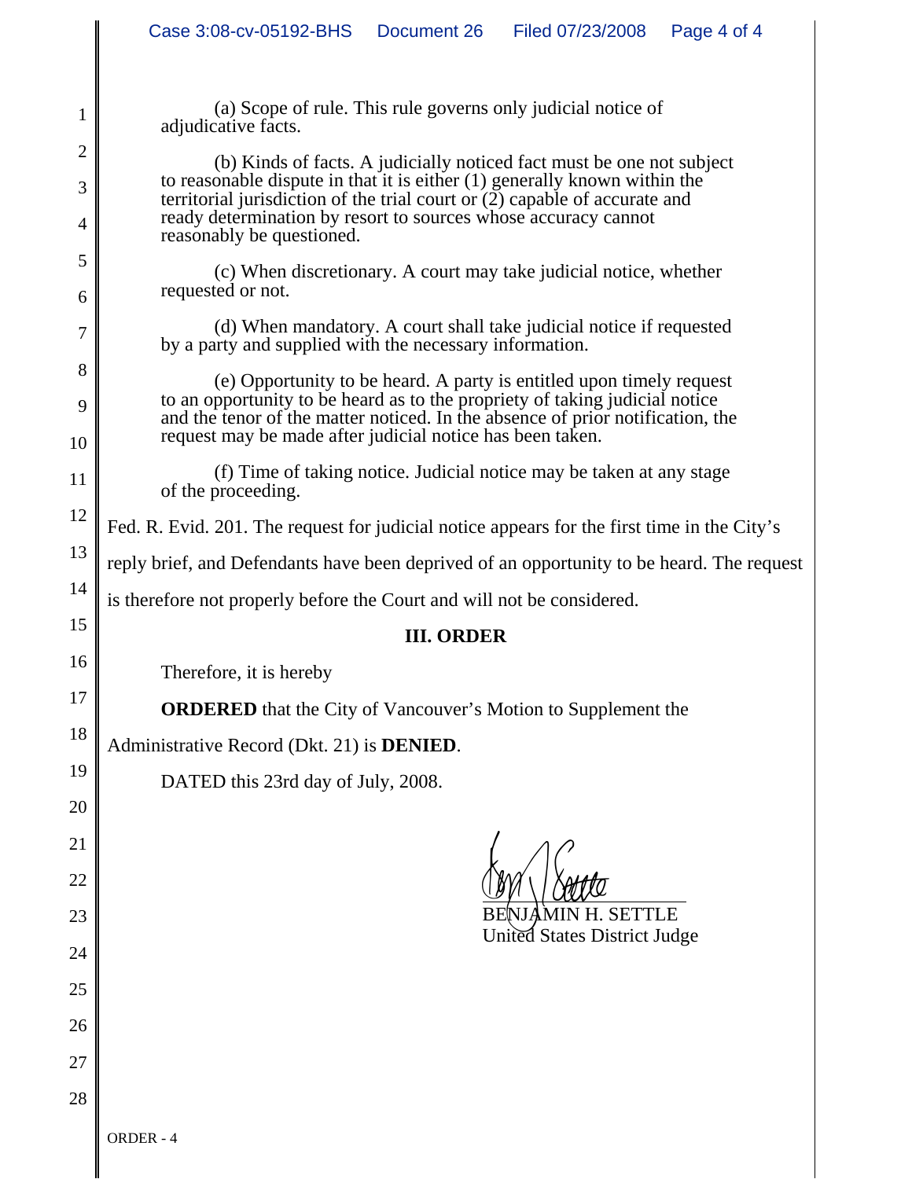(a) Scope of rule. This rule governs only judicial notice of adjudicative facts.

(b) Kinds of facts. A judicially noticed fact must be one not subject to reasonable dispute in that it is either (1) generally known within the territorial jurisdiction of the trial court or (2) capable of accurate and ready determination by resort to sources whose accuracy cannot reasonably be questioned.

(c) When discretionary. A court may take judicial notice, whether requested or not.

(d) When mandatory. A court shall take judicial notice if requested by a party and supplied with the necessary information.

(e) Opportunity to be heard. A party is entitled upon timely request to an opportunity to be heard as to the propriety of taking judicial notice and the tenor of the matter noticed. In the absence of prior notification, the request may be made after judicial notice has been taken.

(f) Time of taking notice. Judicial notice may be taken at any stage of the proceeding.

Fed. R. Evid. 201. The request for judicial notice appears for the first time in the City's reply brief, and Defendants have been deprived of an opportunity to be heard. The request is therefore not properly before the Court and will not be considered.

## III. ORDER

Therefore, it is hereby

**ORDERED** that the City of Vancouver's Motion to Supplement the Administrative Record (Dkt. 21) is **DENIED**.

DATED this 23rd day of July, 2008.

BENJAMIN H. SETTLE
United States District Judge

ORDER - 4